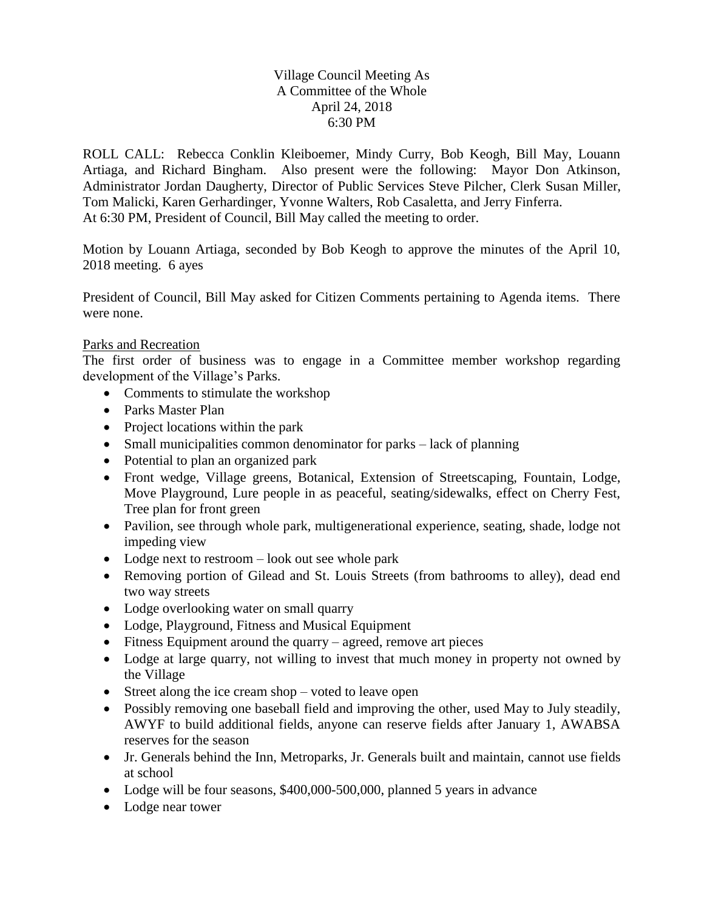Village Council Meeting As
A Committee of the Whole
April 24, 2018
6:30 PM

ROLL CALL: Rebecca Conklin Kleiboemer, Mindy Curry, Bob Keogh, Bill May, Louann Artiaga, and Richard Bingham. Also present were the following: Mayor Don Atkinson, Administrator Jordan Daugherty, Director of Public Services Steve Pilcher, Clerk Susan Miller, Tom Malicki, Karen Gerhardinger, Yvonne Walters, Rob Casaletta, and Jerry Finferra.
At 6:30 PM, President of Council, Bill May called the meeting to order.

Motion by Louann Artiaga, seconded by Bob Keogh to approve the minutes of the April 10, 2018 meeting. 6 ayes

President of Council, Bill May asked for Citizen Comments pertaining to Agenda items. There were none.

Parks and Recreation

The first order of business was to engage in a Committee member workshop regarding development of the Village's Parks.

- Comments to stimulate the workshop
- Parks Master Plan
- Project locations within the park
- Small municipalities common denominator for parks – lack of planning
- Potential to plan an organized park
- Front wedge, Village greens, Botanical, Extension of Streetscaping, Fountain, Lodge, Move Playground, Lure people in as peaceful, seating/sidewalks, effect on Cherry Fest, Tree plan for front green
- Pavilion, see through whole park, multigenerational experience, seating, shade, lodge not impeding view
- Lodge next to restroom – look out see whole park
- Removing portion of Gilead and St. Louis Streets (from bathrooms to alley), dead end two way streets
- Lodge overlooking water on small quarry
- Lodge, Playground, Fitness and Musical Equipment
- Fitness Equipment around the quarry – agreed, remove art pieces
- Lodge at large quarry, not willing to invest that much money in property not owned by the Village
- Street along the ice cream shop – voted to leave open
- Possibly removing one baseball field and improving the other, used May to July steadily, AWYF to build additional fields, anyone can reserve fields after January 1, AWABSA reserves for the season
- Jr. Generals behind the Inn, Metroparks, Jr. Generals built and maintain, cannot use fields at school
- Lodge will be four seasons, $400,000-500,000, planned 5 years in advance
- Lodge near tower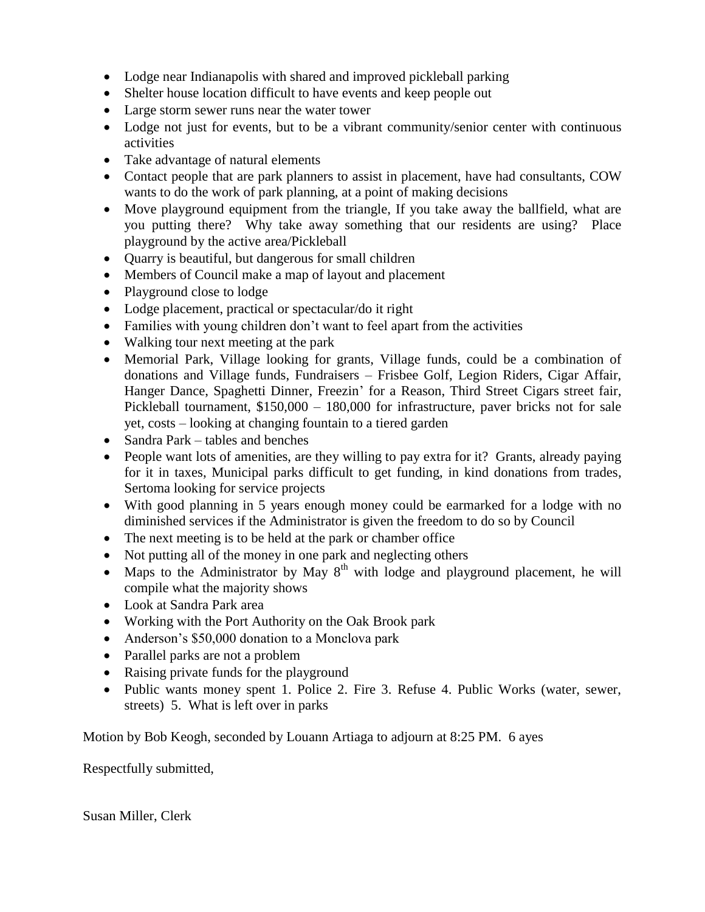- Lodge near Indianapolis with shared and improved pickleball parking
- Shelter house location difficult to have events and keep people out
- Large storm sewer runs near the water tower
- Lodge not just for events, but to be a vibrant community/senior center with continuous activities
- Take advantage of natural elements
- Contact people that are park planners to assist in placement, have had consultants, COW wants to do the work of park planning, at a point of making decisions
- Move playground equipment from the triangle, If you take away the ballfield, what are you putting there? Why take away something that our residents are using? Place playground by the active area/Pickleball
- Quarry is beautiful, but dangerous for small children
- Members of Council make a map of layout and placement
- Playground close to lodge
- Lodge placement, practical or spectacular/do it right
- Families with young children don't want to feel apart from the activities
- Walking tour next meeting at the park
- Memorial Park, Village looking for grants, Village funds, could be a combination of donations and Village funds, Fundraisers – Frisbee Golf, Legion Riders, Cigar Affair, Hanger Dance, Spaghetti Dinner, Freezin' for a Reason, Third Street Cigars street fair, Pickleball tournament, $150,000 – 180,000 for infrastructure, paver bricks not for sale yet, costs – looking at changing fountain to a tiered garden
- Sandra Park – tables and benches
- People want lots of amenities, are they willing to pay extra for it? Grants, already paying for it in taxes, Municipal parks difficult to get funding, in kind donations from trades, Sertoma looking for service projects
- With good planning in 5 years enough money could be earmarked for a lodge with no diminished services if the Administrator is given the freedom to do so by Council
- The next meeting is to be held at the park or chamber office
- Not putting all of the money in one park and neglecting others
- Maps to the Administrator by May 8th with lodge and playground placement, he will compile what the majority shows
- Look at Sandra Park area
- Working with the Port Authority on the Oak Brook park
- Anderson's $50,000 donation to a Monclova park
- Parallel parks are not a problem
- Raising private funds for the playground
- Public wants money spent 1. Police 2. Fire 3. Refuse 4. Public Works (water, sewer, streets) 5. What is left over in parks

Motion by Bob Keogh, seconded by Louann Artiaga to adjourn at 8:25 PM. 6 ayes

Respectfully submitted,

Susan Miller, Clerk